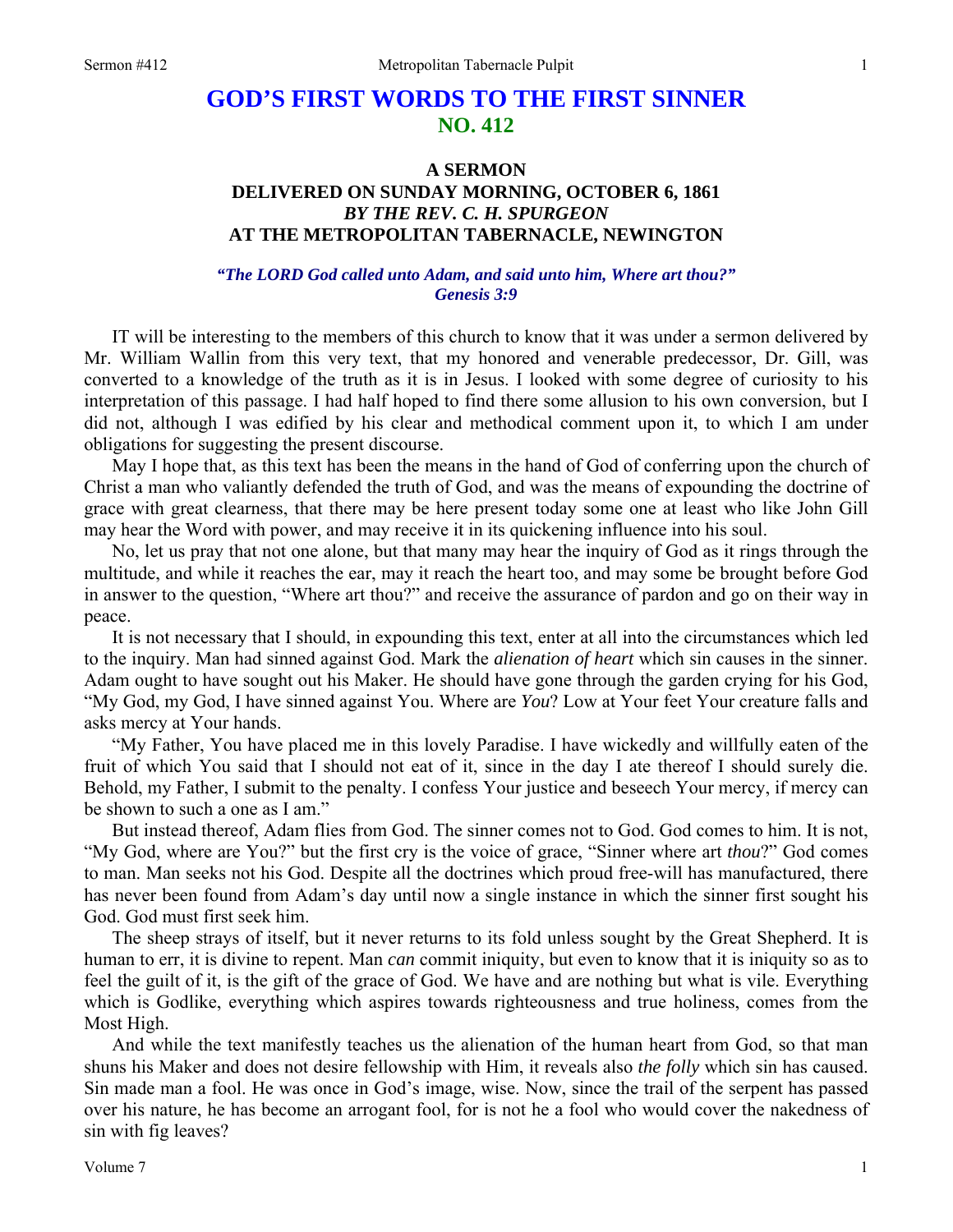# GOD'S FIRST WORDS TO THE FIRST SINNER
## NO. 412

### A SERMON
### DELIVERED ON SUNDAY MORNING, OCTOBER 6, 1861
### *BY THE REV. C. H. SPURGEON*
### AT THE METROPOLITAN TABERNACLE, NEWINGTON

***"The LORD God called unto Adam, and said unto him, Where art thou?"***
***Genesis 3:9***

IT will be interesting to the members of this church to know that it was under a sermon delivered by Mr. William Wallin from this very text, that my honored and venerable predecessor, Dr. Gill, was converted to a knowledge of the truth as it is in Jesus. I looked with some degree of curiosity to his interpretation of this passage. I had half hoped to find there some allusion to his own conversion, but I did not, although I was edified by his clear and methodical comment upon it, to which I am under obligations for suggesting the present discourse.

May I hope that, as this text has been the means in the hand of God of conferring upon the church of Christ a man who valiantly defended the truth of God, and was the means of expounding the doctrine of grace with great clearness, that there may be here present today some one at least who like John Gill may hear the Word with power, and may receive it in its quickening influence into his soul.

No, let us pray that not one alone, but that many may hear the inquiry of God as it rings through the multitude, and while it reaches the ear, may it reach the heart too, and may some be brought before God in answer to the question, "Where art thou?" and receive the assurance of pardon and go on their way in peace.

It is not necessary that I should, in expounding this text, enter at all into the circumstances which led to the inquiry. Man had sinned against God. Mark the *alienation of heart* which sin causes in the sinner. Adam ought to have sought out his Maker. He should have gone through the garden crying for his God, "My God, my God, I have sinned against You. Where are *You*? Low at Your feet Your creature falls and asks mercy at Your hands.

"My Father, You have placed me in this lovely Paradise. I have wickedly and willfully eaten of the fruit of which You said that I should not eat of it, since in the day I ate thereof I should surely die. Behold, my Father, I submit to the penalty. I confess Your justice and beseech Your mercy, if mercy can be shown to such a one as I am."

But instead thereof, Adam flies from God. The sinner comes not to God. God comes to him. It is not, "My God, where are You?" but the first cry is the voice of grace, "Sinner where art *thou*?" God comes to man. Man seeks not his God. Despite all the doctrines which proud free-will has manufactured, there has never been found from Adam's day until now a single instance in which the sinner first sought his God. God must first seek him.

The sheep strays of itself, but it never returns to its fold unless sought by the Great Shepherd. It is human to err, it is divine to repent. Man *can* commit iniquity, but even to know that it is iniquity so as to feel the guilt of it, is the gift of the grace of God. We have and are nothing but what is vile. Everything which is Godlike, everything which aspires towards righteousness and true holiness, comes from the Most High.

And while the text manifestly teaches us the alienation of the human heart from God, so that man shuns his Maker and does not desire fellowship with Him, it reveals also *the folly* which sin has caused. Sin made man a fool. He was once in God's image, wise. Now, since the trail of the serpent has passed over his nature, he has become an arrogant fool, for is not he a fool who would cover the nakedness of sin with fig leaves?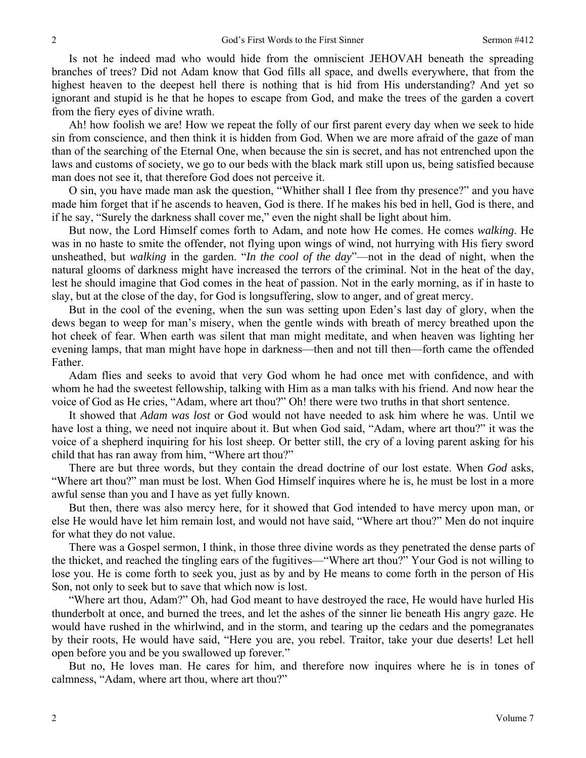Is not he indeed mad who would hide from the omniscient JEHOVAH beneath the spreading branches of trees? Did not Adam know that God fills all space, and dwells everywhere, that from the highest heaven to the deepest hell there is nothing that is hid from His understanding? And yet so ignorant and stupid is he that he hopes to escape from God, and make the trees of the garden a covert from the fiery eyes of divine wrath.

Ah! how foolish we are! How we repeat the folly of our first parent every day when we seek to hide sin from conscience, and then think it is hidden from God. When we are more afraid of the gaze of man than of the searching of the Eternal One, when because the sin is secret, and has not entrenched upon the laws and customs of society, we go to our beds with the black mark still upon us, being satisfied because man does not see it, that therefore God does not perceive it.

O sin, you have made man ask the question, "Whither shall I flee from thy presence?" and you have made him forget that if he ascends to heaven, God is there. If he makes his bed in hell, God is there, and if he say, "Surely the darkness shall cover me," even the night shall be light about him.

But now, the Lord Himself comes forth to Adam, and note how He comes. He comes *walking*. He was in no haste to smite the offender, not flying upon wings of wind, not hurrying with His fiery sword unsheathed, but *walking* in the garden. "*In the cool of the day*"—not in the dead of night, when the natural glooms of darkness might have increased the terrors of the criminal. Not in the heat of the day, lest he should imagine that God comes in the heat of passion. Not in the early morning, as if in haste to slay, but at the close of the day, for God is longsuffering, slow to anger, and of great mercy.

But in the cool of the evening, when the sun was setting upon Eden's last day of glory, when the dews began to weep for man's misery, when the gentle winds with breath of mercy breathed upon the hot cheek of fear. When earth was silent that man might meditate, and when heaven was lighting her evening lamps, that man might have hope in darkness—then and not till then—forth came the offended Father.

Adam flies and seeks to avoid that very God whom he had once met with confidence, and with whom he had the sweetest fellowship, talking with Him as a man talks with his friend. And now hear the voice of God as He cries, "Adam, where art thou?" Oh! there were two truths in that short sentence.

It showed that *Adam was lost* or God would not have needed to ask him where he was. Until we have lost a thing, we need not inquire about it. But when God said, "Adam, where art thou?" it was the voice of a shepherd inquiring for his lost sheep. Or better still, the cry of a loving parent asking for his child that has ran away from him, "Where art thou?"

There are but three words, but they contain the dread doctrine of our lost estate. When *God* asks, "Where art thou?" man must be lost. When God Himself inquires where he is, he must be lost in a more awful sense than you and I have as yet fully known.

But then, there was also mercy here, for it showed that God intended to have mercy upon man, or else He would have let him remain lost, and would not have said, "Where art thou?" Men do not inquire for what they do not value.

There was a Gospel sermon, I think, in those three divine words as they penetrated the dense parts of the thicket, and reached the tingling ears of the fugitives—"Where art thou?" Your God is not willing to lose you. He is come forth to seek you, just as by and by He means to come forth in the person of His Son, not only to seek but to save that which now is lost.

"Where art thou, Adam?" Oh, had God meant to have destroyed the race, He would have hurled His thunderbolt at once, and burned the trees, and let the ashes of the sinner lie beneath His angry gaze. He would have rushed in the whirlwind, and in the storm, and tearing up the cedars and the pomegranates by their roots, He would have said, "Here you are, you rebel. Traitor, take your due deserts! Let hell open before you and be you swallowed up forever."

But no, He loves man. He cares for him, and therefore now inquires where he is in tones of calmness, "Adam, where art thou, where art thou?"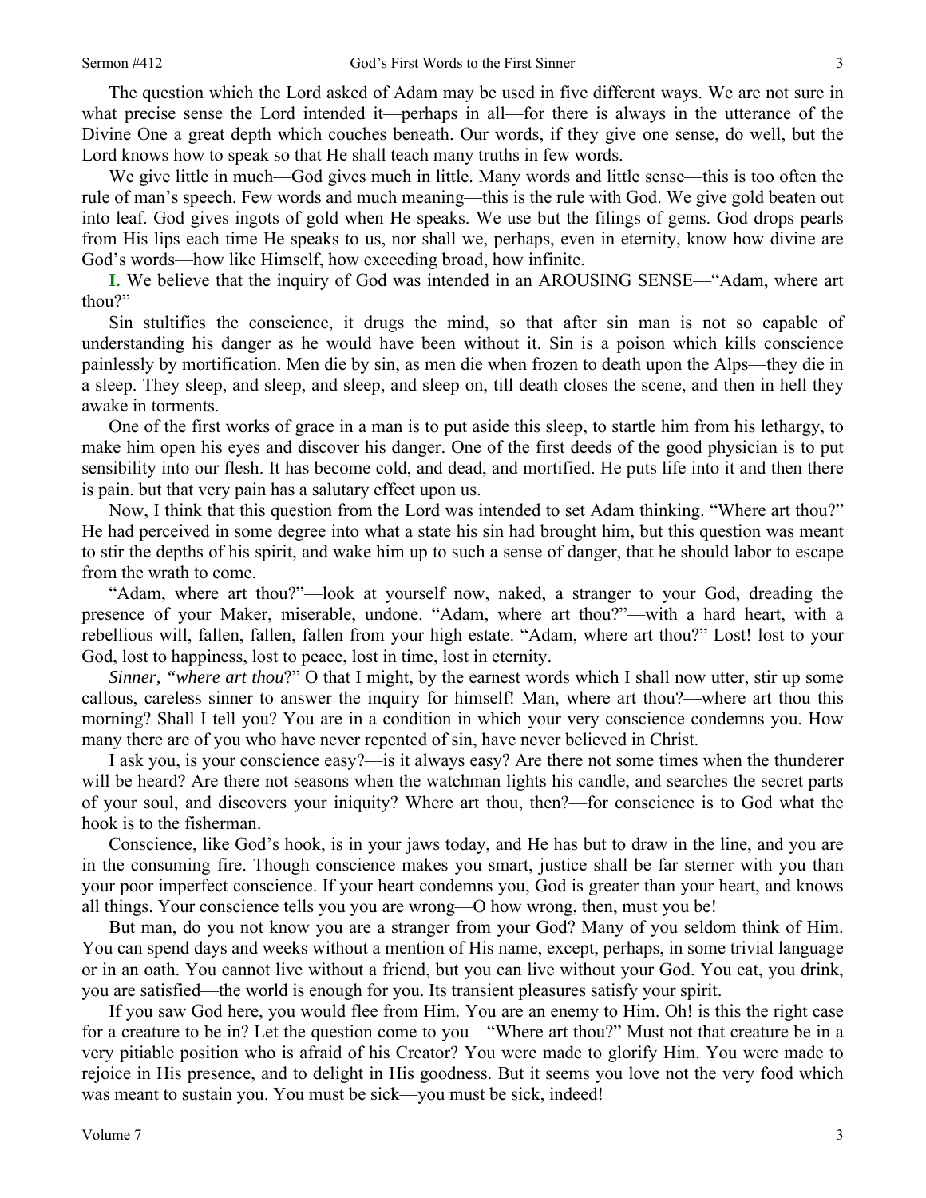The question which the Lord asked of Adam may be used in five different ways. We are not sure in what precise sense the Lord intended it—perhaps in all—for there is always in the utterance of the Divine One a great depth which couches beneath. Our words, if they give one sense, do well, but the Lord knows how to speak so that He shall teach many truths in few words.

We give little in much—God gives much in little. Many words and little sense—this is too often the rule of man's speech. Few words and much meaning—this is the rule with God. We give gold beaten out into leaf. God gives ingots of gold when He speaks. We use but the filings of gems. God drops pearls from His lips each time He speaks to us, nor shall we, perhaps, even in eternity, know how divine are God's words—how like Himself, how exceeding broad, how infinite.

**I.** We believe that the inquiry of God was intended in an AROUSING SENSE—"Adam, where art thou?"

Sin stultifies the conscience, it drugs the mind, so that after sin man is not so capable of understanding his danger as he would have been without it. Sin is a poison which kills conscience painlessly by mortification. Men die by sin, as men die when frozen to death upon the Alps—they die in a sleep. They sleep, and sleep, and sleep, and sleep on, till death closes the scene, and then in hell they awake in torments.

One of the first works of grace in a man is to put aside this sleep, to startle him from his lethargy, to make him open his eyes and discover his danger. One of the first deeds of the good physician is to put sensibility into our flesh. It has become cold, and dead, and mortified. He puts life into it and then there is pain. but that very pain has a salutary effect upon us.

Now, I think that this question from the Lord was intended to set Adam thinking. "Where art thou?" He had perceived in some degree into what a state his sin had brought him, but this question was meant to stir the depths of his spirit, and wake him up to such a sense of danger, that he should labor to escape from the wrath to come.

"Adam, where art thou?"—look at yourself now, naked, a stranger to your God, dreading the presence of your Maker, miserable, undone. "Adam, where art thou?"—with a hard heart, with a rebellious will, fallen, fallen, fallen from your high estate. "Adam, where art thou?" Lost! lost to your God, lost to happiness, lost to peace, lost in time, lost in eternity.

*Sinner, "where art thou*?" O that I might, by the earnest words which I shall now utter, stir up some callous, careless sinner to answer the inquiry for himself! Man, where art thou?—where art thou this morning? Shall I tell you? You are in a condition in which your very conscience condemns you. How many there are of you who have never repented of sin, have never believed in Christ.

I ask you, is your conscience easy?—is it always easy? Are there not some times when the thunderer will be heard? Are there not seasons when the watchman lights his candle, and searches the secret parts of your soul, and discovers your iniquity? Where art thou, then?—for conscience is to God what the hook is to the fisherman.

Conscience, like God's hook, is in your jaws today, and He has but to draw in the line, and you are in the consuming fire. Though conscience makes you smart, justice shall be far sterner with you than your poor imperfect conscience. If your heart condemns you, God is greater than your heart, and knows all things. Your conscience tells you you are wrong—O how wrong, then, must you be!

But man, do you not know you are a stranger from your God? Many of you seldom think of Him. You can spend days and weeks without a mention of His name, except, perhaps, in some trivial language or in an oath. You cannot live without a friend, but you can live without your God. You eat, you drink, you are satisfied—the world is enough for you. Its transient pleasures satisfy your spirit.

If you saw God here, you would flee from Him. You are an enemy to Him. Oh! is this the right case for a creature to be in? Let the question come to you—"Where art thou?" Must not that creature be in a very pitiable position who is afraid of his Creator? You were made to glorify Him. You were made to rejoice in His presence, and to delight in His goodness. But it seems you love not the very food which was meant to sustain you. You must be sick—you must be sick, indeed!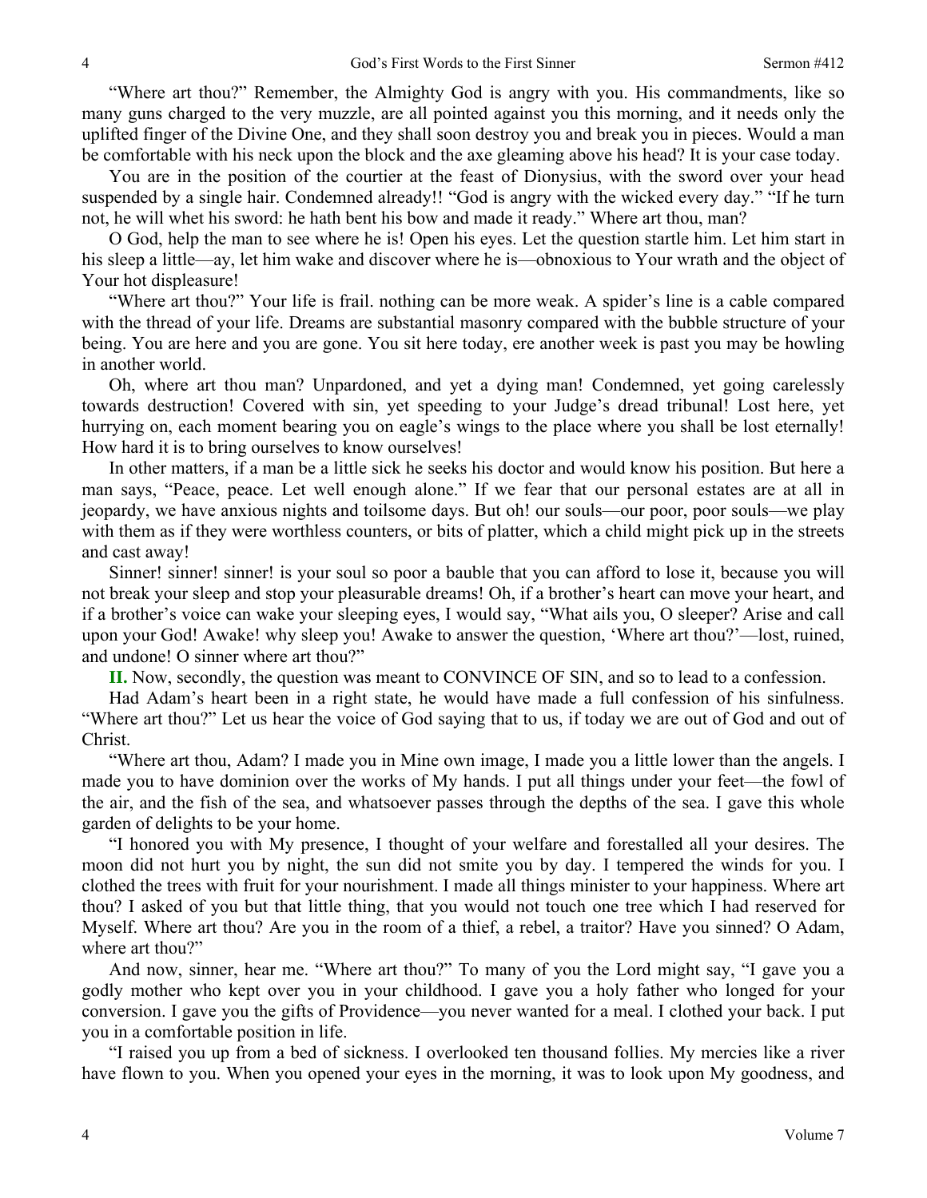"Where art thou?" Remember, the Almighty God is angry with you. His commandments, like so many guns charged to the very muzzle, are all pointed against you this morning, and it needs only the uplifted finger of the Divine One, and they shall soon destroy you and break you in pieces. Would a man be comfortable with his neck upon the block and the axe gleaming above his head? It is your case today.

You are in the position of the courtier at the feast of Dionysius, with the sword over your head suspended by a single hair. Condemned already!! "God is angry with the wicked every day." "If he turn not, he will whet his sword: he hath bent his bow and made it ready." Where art thou, man?

O God, help the man to see where he is! Open his eyes. Let the question startle him. Let him start in his sleep a little—ay, let him wake and discover where he is—obnoxious to Your wrath and the object of Your hot displeasure!

"Where art thou?" Your life is frail. nothing can be more weak. A spider's line is a cable compared with the thread of your life. Dreams are substantial masonry compared with the bubble structure of your being. You are here and you are gone. You sit here today, ere another week is past you may be howling in another world.

Oh, where art thou man? Unpardoned, and yet a dying man! Condemned, yet going carelessly towards destruction! Covered with sin, yet speeding to your Judge's dread tribunal! Lost here, yet hurrying on, each moment bearing you on eagle's wings to the place where you shall be lost eternally! How hard it is to bring ourselves to know ourselves!

In other matters, if a man be a little sick he seeks his doctor and would know his position. But here a man says, "Peace, peace. Let well enough alone." If we fear that our personal estates are at all in jeopardy, we have anxious nights and toilsome days. But oh! our souls—our poor, poor souls—we play with them as if they were worthless counters, or bits of platter, which a child might pick up in the streets and cast away!

Sinner! sinner! sinner! is your soul so poor a bauble that you can afford to lose it, because you will not break your sleep and stop your pleasurable dreams! Oh, if a brother's heart can move your heart, and if a brother's voice can wake your sleeping eyes, I would say, "What ails you, O sleeper? Arise and call upon your God! Awake! why sleep you! Awake to answer the question, 'Where art thou?'—lost, ruined, and undone! O sinner where art thou?"

**II.** Now, secondly, the question was meant to CONVINCE OF SIN, and so to lead to a confession.

Had Adam's heart been in a right state, he would have made a full confession of his sinfulness. "Where art thou?" Let us hear the voice of God saying that to us, if today we are out of God and out of Christ.

"Where art thou, Adam? I made you in Mine own image, I made you a little lower than the angels. I made you to have dominion over the works of My hands. I put all things under your feet—the fowl of the air, and the fish of the sea, and whatsoever passes through the depths of the sea. I gave this whole garden of delights to be your home.

"I honored you with My presence, I thought of your welfare and forestalled all your desires. The moon did not hurt you by night, the sun did not smite you by day. I tempered the winds for you. I clothed the trees with fruit for your nourishment. I made all things minister to your happiness. Where art thou? I asked of you but that little thing, that you would not touch one tree which I had reserved for Myself. Where art thou? Are you in the room of a thief, a rebel, a traitor? Have you sinned? O Adam, where art thou?"

And now, sinner, hear me. "Where art thou?" To many of you the Lord might say, "I gave you a godly mother who kept over you in your childhood. I gave you a holy father who longed for your conversion. I gave you the gifts of Providence—you never wanted for a meal. I clothed your back. I put you in a comfortable position in life.

"I raised you up from a bed of sickness. I overlooked ten thousand follies. My mercies like a river have flown to you. When you opened your eyes in the morning, it was to look upon My goodness, and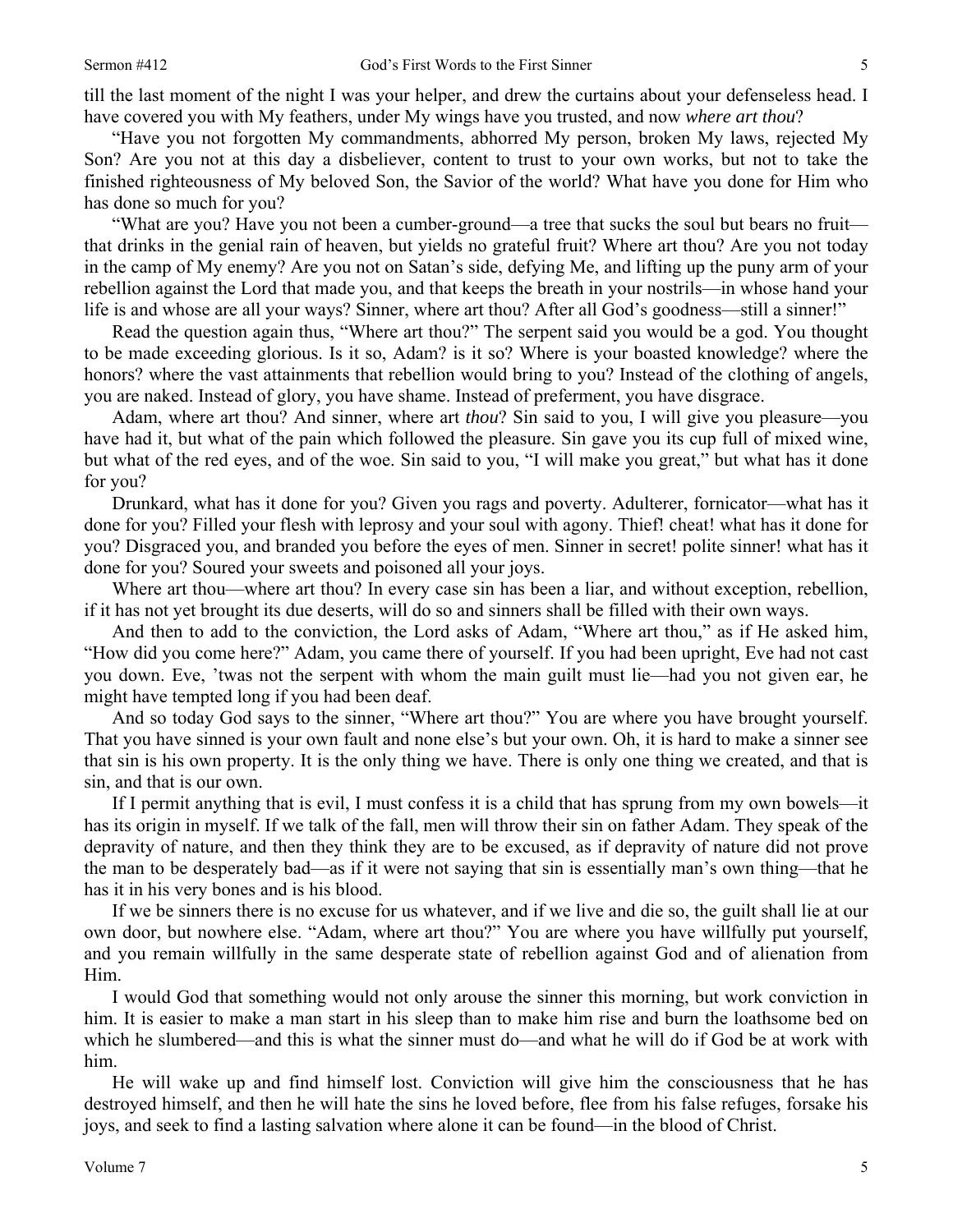till the last moment of the night I was your helper, and drew the curtains about your defenseless head. I have covered you with My feathers, under My wings have you trusted, and now *where art thou*?

"Have you not forgotten My commandments, abhorred My person, broken My laws, rejected My Son? Are you not at this day a disbeliever, content to trust to your own works, but not to take the finished righteousness of My beloved Son, the Savior of the world? What have you done for Him who has done so much for you?

"What are you? Have you not been a cumber-ground—a tree that sucks the soul but bears no fruit—that drinks in the genial rain of heaven, but yields no grateful fruit? Where art thou? Are you not today in the camp of My enemy? Are you not on Satan's side, defying Me, and lifting up the puny arm of your rebellion against the Lord that made you, and that keeps the breath in your nostrils—in whose hand your life is and whose are all your ways? Sinner, where art thou? After all God's goodness—still a sinner!"

Read the question again thus, "Where art thou?" The serpent said you would be a god. You thought to be made exceeding glorious. Is it so, Adam? is it so? Where is your boasted knowledge? where the honors? where the vast attainments that rebellion would bring to you? Instead of the clothing of angels, you are naked. Instead of glory, you have shame. Instead of preferment, you have disgrace.

Adam, where art thou? And sinner, where art *thou*? Sin said to you, I will give you pleasure—you have had it, but what of the pain which followed the pleasure. Sin gave you its cup full of mixed wine, but what of the red eyes, and of the woe. Sin said to you, "I will make you great," but what has it done for you?

Drunkard, what has it done for you? Given you rags and poverty. Adulterer, fornicator—what has it done for you? Filled your flesh with leprosy and your soul with agony. Thief! cheat! what has it done for you? Disgraced you, and branded you before the eyes of men. Sinner in secret! polite sinner! what has it done for you? Soured your sweets and poisoned all your joys.

Where art thou—where art thou? In every case sin has been a liar, and without exception, rebellion, if it has not yet brought its due deserts, will do so and sinners shall be filled with their own ways.

And then to add to the conviction, the Lord asks of Adam, "Where art thou," as if He asked him, "How did you come here?" Adam, you came there of yourself. If you had been upright, Eve had not cast you down. Eve, 'twas not the serpent with whom the main guilt must lie—had you not given ear, he might have tempted long if you had been deaf.

And so today God says to the sinner, "Where art thou?" You are where you have brought yourself. That you have sinned is your own fault and none else's but your own. Oh, it is hard to make a sinner see that sin is his own property. It is the only thing we have. There is only one thing we created, and that is sin, and that is our own.

If I permit anything that is evil, I must confess it is a child that has sprung from my own bowels—it has its origin in myself. If we talk of the fall, men will throw their sin on father Adam. They speak of the depravity of nature, and then they think they are to be excused, as if depravity of nature did not prove the man to be desperately bad—as if it were not saying that sin is essentially man's own thing—that he has it in his very bones and is his blood.

If we be sinners there is no excuse for us whatever, and if we live and die so, the guilt shall lie at our own door, but nowhere else. "Adam, where art thou?" You are where you have willfully put yourself, and you remain willfully in the same desperate state of rebellion against God and of alienation from Him.

I would God that something would not only arouse the sinner this morning, but work conviction in him. It is easier to make a man start in his sleep than to make him rise and burn the loathsome bed on which he slumbered—and this is what the sinner must do—and what he will do if God be at work with him.

He will wake up and find himself lost. Conviction will give him the consciousness that he has destroyed himself, and then he will hate the sins he loved before, flee from his false refuges, forsake his joys, and seek to find a lasting salvation where alone it can be found—in the blood of Christ.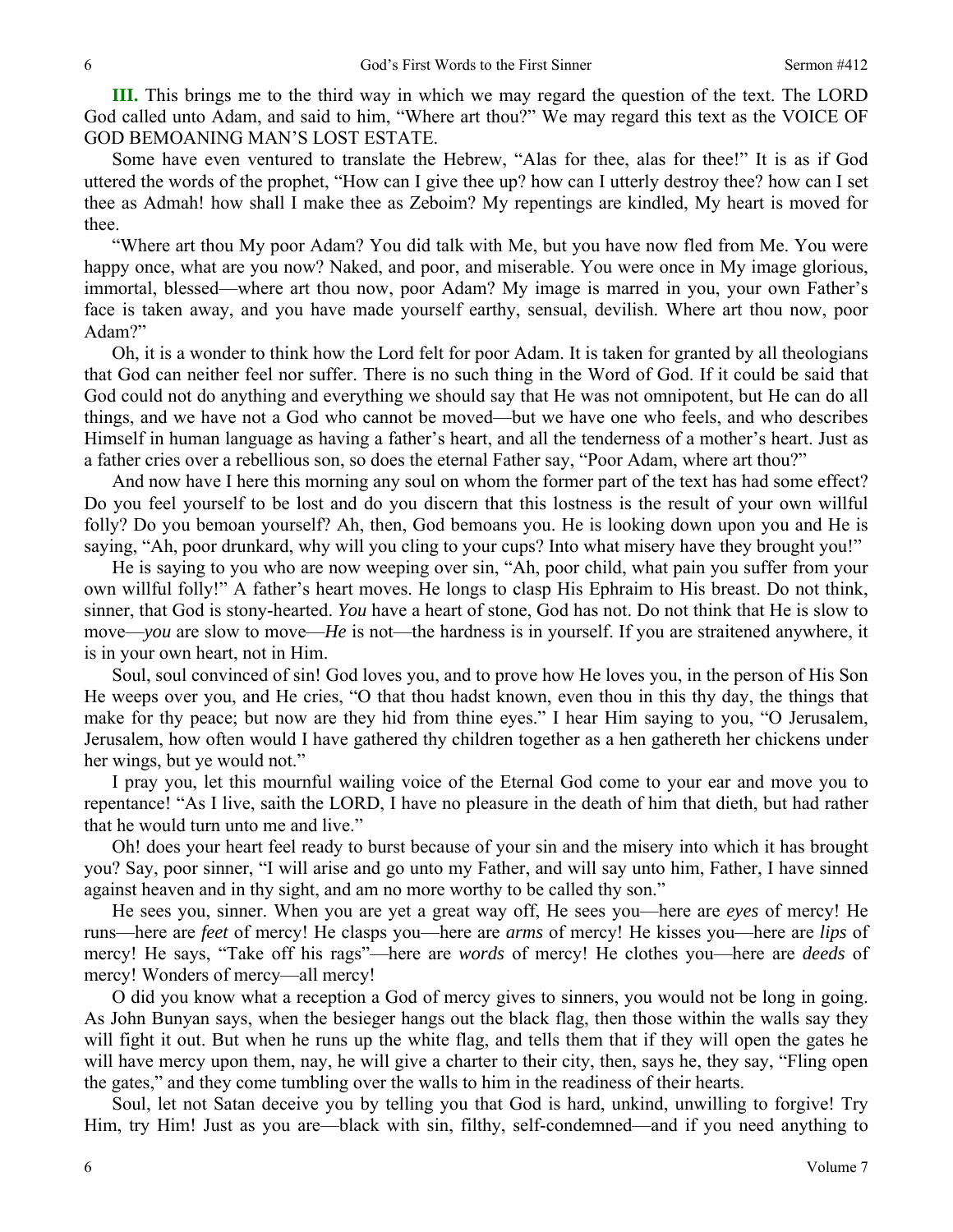**III.** This brings me to the third way in which we may regard the question of the text. The LORD God called unto Adam, and said to him, "Where art thou?" We may regard this text as the VOICE OF GOD BEMOANING MAN'S LOST ESTATE.

Some have even ventured to translate the Hebrew, "Alas for thee, alas for thee!" It is as if God uttered the words of the prophet, "How can I give thee up? how can I utterly destroy thee? how can I set thee as Admah! how shall I make thee as Zeboim? My repentings are kindled, My heart is moved for thee.

"Where art thou My poor Adam? You did talk with Me, but you have now fled from Me. You were happy once, what are you now? Naked, and poor, and miserable. You were once in My image glorious, immortal, blessed—where art thou now, poor Adam? My image is marred in you, your own Father's face is taken away, and you have made yourself earthy, sensual, devilish. Where art thou now, poor Adam?"

Oh, it is a wonder to think how the Lord felt for poor Adam. It is taken for granted by all theologians that God can neither feel nor suffer. There is no such thing in the Word of God. If it could be said that God could not do anything and everything we should say that He was not omnipotent, but He can do all things, and we have not a God who cannot be moved—but we have one who feels, and who describes Himself in human language as having a father's heart, and all the tenderness of a mother's heart. Just as a father cries over a rebellious son, so does the eternal Father say, "Poor Adam, where art thou?"

And now have I here this morning any soul on whom the former part of the text has had some effect? Do you feel yourself to be lost and do you discern that this lostness is the result of your own willful folly? Do you bemoan yourself? Ah, then, God bemoans you. He is looking down upon you and He is saying, "Ah, poor drunkard, why will you cling to your cups? Into what misery have they brought you!"

He is saying to you who are now weeping over sin, "Ah, poor child, what pain you suffer from your own willful folly!" A father's heart moves. He longs to clasp His Ephraim to His breast. Do not think, sinner, that God is stony-hearted. *You* have a heart of stone, God has not. Do not think that He is slow to move—*you* are slow to move—*He* is not—the hardness is in yourself. If you are straitened anywhere, it is in your own heart, not in Him.

Soul, soul convinced of sin! God loves you, and to prove how He loves you, in the person of His Son He weeps over you, and He cries, "O that thou hadst known, even thou in this thy day, the things that make for thy peace; but now are they hid from thine eyes." I hear Him saying to you, "O Jerusalem, Jerusalem, how often would I have gathered thy children together as a hen gathereth her chickens under her wings, but ye would not."

I pray you, let this mournful wailing voice of the Eternal God come to your ear and move you to repentance! "As I live, saith the LORD, I have no pleasure in the death of him that dieth, but had rather that he would turn unto me and live."

Oh! does your heart feel ready to burst because of your sin and the misery into which it has brought you? Say, poor sinner, "I will arise and go unto my Father, and will say unto him, Father, I have sinned against heaven and in thy sight, and am no more worthy to be called thy son."

He sees you, sinner. When you are yet a great way off, He sees you—here are *eyes* of mercy! He runs—here are *feet* of mercy! He clasps you—here are *arms* of mercy! He kisses you—here are *lips* of mercy! He says, "Take off his rags"—here are *words* of mercy! He clothes you—here are *deeds* of mercy! Wonders of mercy—all mercy!

O did you know what a reception a God of mercy gives to sinners, you would not be long in going. As John Bunyan says, when the besieger hangs out the black flag, then those within the walls say they will fight it out. But when he runs up the white flag, and tells them that if they will open the gates he will have mercy upon them, nay, he will give a charter to their city, then, says he, they say, "Fling open the gates," and they come tumbling over the walls to him in the readiness of their hearts.

Soul, let not Satan deceive you by telling you that God is hard, unkind, unwilling to forgive! Try Him, try Him! Just as you are—black with sin, filthy, self-condemned—and if you need anything to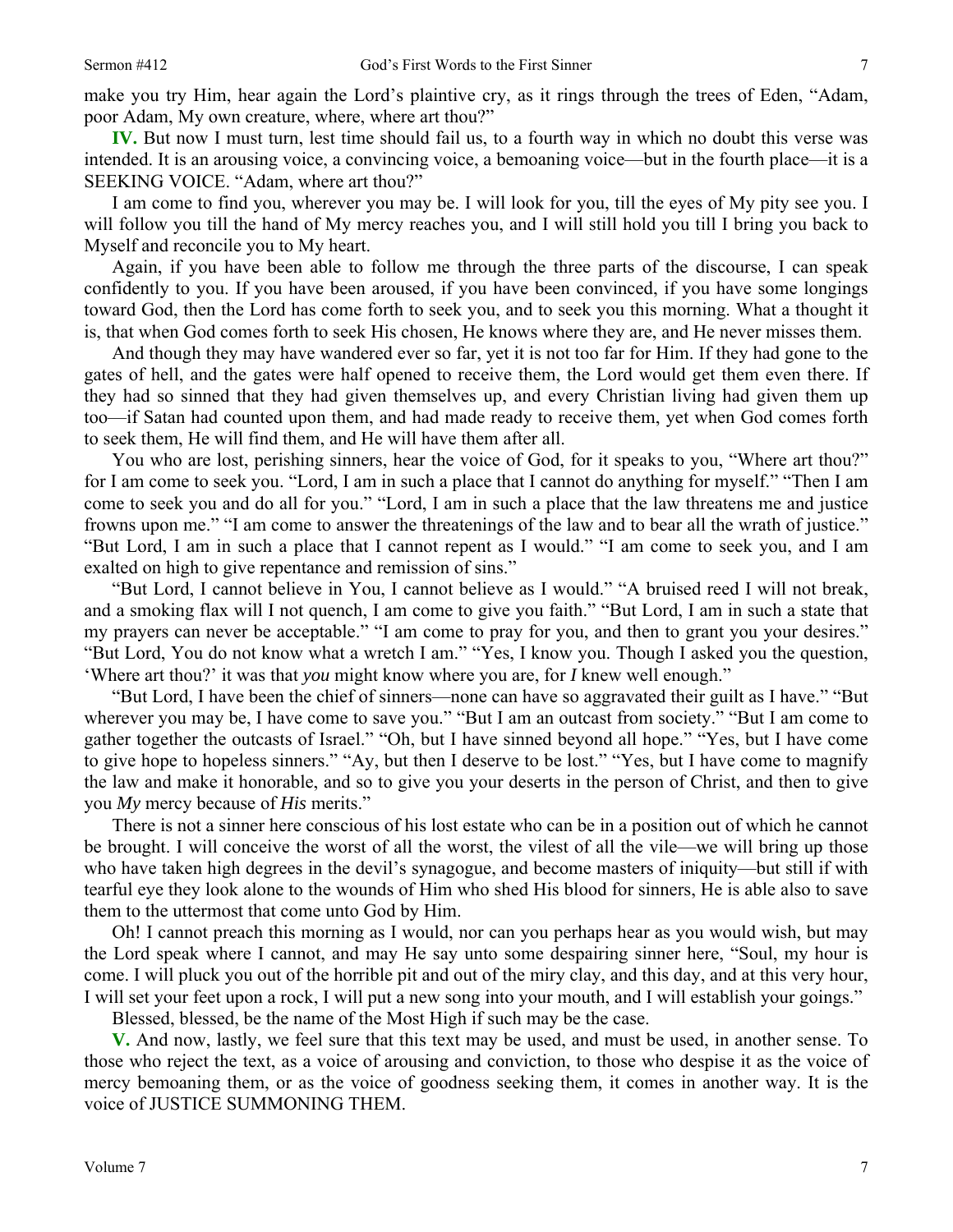make you try Him, hear again the Lord's plaintive cry, as it rings through the trees of Eden, "Adam, poor Adam, My own creature, where, where art thou?"

**IV.** But now I must turn, lest time should fail us, to a fourth way in which no doubt this verse was intended. It is an arousing voice, a convincing voice, a bemoaning voice—but in the fourth place—it is a SEEKING VOICE. "Adam, where art thou?"

I am come to find you, wherever you may be. I will look for you, till the eyes of My pity see you. I will follow you till the hand of My mercy reaches you, and I will still hold you till I bring you back to Myself and reconcile you to My heart.

Again, if you have been able to follow me through the three parts of the discourse, I can speak confidently to you. If you have been aroused, if you have been convinced, if you have some longings toward God, then the Lord has come forth to seek you, and to seek you this morning. What a thought it is, that when God comes forth to seek His chosen, He knows where they are, and He never misses them.

And though they may have wandered ever so far, yet it is not too far for Him. If they had gone to the gates of hell, and the gates were half opened to receive them, the Lord would get them even there. If they had so sinned that they had given themselves up, and every Christian living had given them up too—if Satan had counted upon them, and had made ready to receive them, yet when God comes forth to seek them, He will find them, and He will have them after all.

You who are lost, perishing sinners, hear the voice of God, for it speaks to you, "Where art thou?" for I am come to seek you. "Lord, I am in such a place that I cannot do anything for myself." "Then I am come to seek you and do all for you." "Lord, I am in such a place that the law threatens me and justice frowns upon me." "I am come to answer the threatenings of the law and to bear all the wrath of justice." "But Lord, I am in such a place that I cannot repent as I would." "I am come to seek you, and I am exalted on high to give repentance and remission of sins."

"But Lord, I cannot believe in You, I cannot believe as I would." "A bruised reed I will not break, and a smoking flax will I not quench, I am come to give you faith." "But Lord, I am in such a state that my prayers can never be acceptable." "I am come to pray for you, and then to grant you your desires." "But Lord, You do not know what a wretch I am." "Yes, I know you. Though I asked you the question, 'Where art thou?' it was that *you* might know where you are, for *I* knew well enough."

"But Lord, I have been the chief of sinners—none can have so aggravated their guilt as I have." "But wherever you may be, I have come to save you." "But I am an outcast from society." "But I am come to gather together the outcasts of Israel." "Oh, but I have sinned beyond all hope." "Yes, but I have come to give hope to hopeless sinners." "Ay, but then I deserve to be lost." "Yes, but I have come to magnify the law and make it honorable, and so to give you your deserts in the person of Christ, and then to give you *My* mercy because of *His* merits."

There is not a sinner here conscious of his lost estate who can be in a position out of which he cannot be brought. I will conceive the worst of all the worst, the vilest of all the vile—we will bring up those who have taken high degrees in the devil's synagogue, and become masters of iniquity—but still if with tearful eye they look alone to the wounds of Him who shed His blood for sinners, He is able also to save them to the uttermost that come unto God by Him.

Oh! I cannot preach this morning as I would, nor can you perhaps hear as you would wish, but may the Lord speak where I cannot, and may He say unto some despairing sinner here, "Soul, my hour is come. I will pluck you out of the horrible pit and out of the miry clay, and this day, and at this very hour, I will set your feet upon a rock, I will put a new song into your mouth, and I will establish your goings."

Blessed, blessed, be the name of the Most High if such may be the case.

**V.** And now, lastly, we feel sure that this text may be used, and must be used, in another sense. To those who reject the text, as a voice of arousing and conviction, to those who despise it as the voice of mercy bemoaning them, or as the voice of goodness seeking them, it comes in another way. It is the voice of JUSTICE SUMMONING THEM.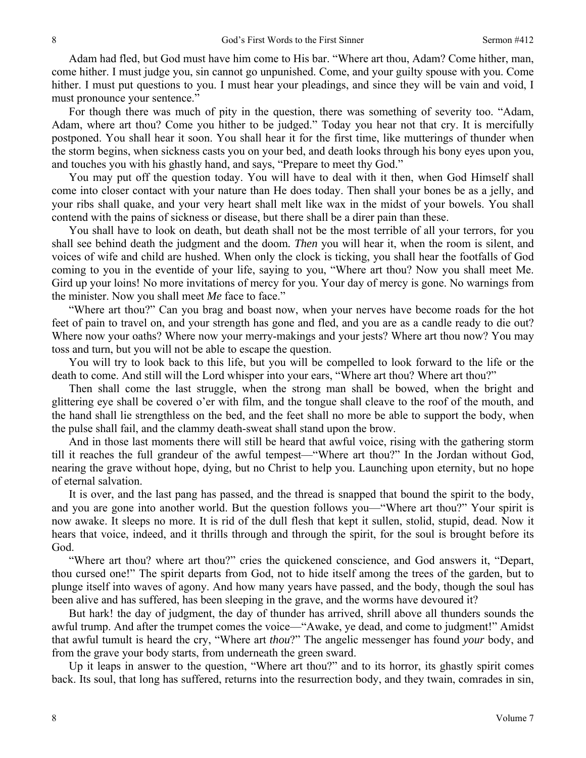Adam had fled, but God must have him come to His bar. "Where art thou, Adam? Come hither, man, come hither. I must judge you, sin cannot go unpunished. Come, and your guilty spouse with you. Come hither. I must put questions to you. I must hear your pleadings, and since they will be vain and void, I must pronounce your sentence."

For though there was much of pity in the question, there was something of severity too. "Adam, Adam, where art thou? Come you hither to be judged." Today you hear not that cry. It is mercifully postponed. You shall hear it soon. You shall hear it for the first time, like mutterings of thunder when the storm begins, when sickness casts you on your bed, and death looks through his bony eyes upon you, and touches you with his ghastly hand, and says, "Prepare to meet thy God."

You may put off the question today. You will have to deal with it then, when God Himself shall come into closer contact with your nature than He does today. Then shall your bones be as a jelly, and your ribs shall quake, and your very heart shall melt like wax in the midst of your bowels. You shall contend with the pains of sickness or disease, but there shall be a direr pain than these.

You shall have to look on death, but death shall not be the most terrible of all your terrors, for you shall see behind death the judgment and the doom. *Then* you will hear it, when the room is silent, and voices of wife and child are hushed. When only the clock is ticking, you shall hear the footfalls of God coming to you in the eventide of your life, saying to you, "Where art thou? Now you shall meet Me. Gird up your loins! No more invitations of mercy for you. Your day of mercy is gone. No warnings from the minister. Now you shall meet *Me* face to face."

"Where art thou?" Can you brag and boast now, when your nerves have become roads for the hot feet of pain to travel on, and your strength has gone and fled, and you are as a candle ready to die out? Where now your oaths? Where now your merry-makings and your jests? Where art thou now? You may toss and turn, but you will not be able to escape the question.

You will try to look back to this life, but you will be compelled to look forward to the life or the death to come. And still will the Lord whisper into your ears, "Where art thou? Where art thou?"

Then shall come the last struggle, when the strong man shall be bowed, when the bright and glittering eye shall be covered o'er with film, and the tongue shall cleave to the roof of the mouth, and the hand shall lie strengthless on the bed, and the feet shall no more be able to support the body, when the pulse shall fail, and the clammy death-sweat shall stand upon the brow.

And in those last moments there will still be heard that awful voice, rising with the gathering storm till it reaches the full grandeur of the awful tempest—"Where art thou?" In the Jordan without God, nearing the grave without hope, dying, but no Christ to help you. Launching upon eternity, but no hope of eternal salvation.

It is over, and the last pang has passed, and the thread is snapped that bound the spirit to the body, and you are gone into another world. But the question follows you—"Where art thou?" Your spirit is now awake. It sleeps no more. It is rid of the dull flesh that kept it sullen, stolid, stupid, dead. Now it hears that voice, indeed, and it thrills through and through the spirit, for the soul is brought before its God.

"Where art thou? where art thou?" cries the quickened conscience, and God answers it, "Depart, thou cursed one!" The spirit departs from God, not to hide itself among the trees of the garden, but to plunge itself into waves of agony. And how many years have passed, and the body, though the soul has been alive and has suffered, has been sleeping in the grave, and the worms have devoured it?

But hark! the day of judgment, the day of thunder has arrived, shrill above all thunders sounds the awful trump. And after the trumpet comes the voice—"Awake, ye dead, and come to judgment!" Amidst that awful tumult is heard the cry, "Where art *thou*?" The angelic messenger has found *your* body, and from the grave your body starts, from underneath the green sward.

Up it leaps in answer to the question, "Where art thou?" and to its horror, its ghastly spirit comes back. Its soul, that long has suffered, returns into the resurrection body, and they twain, comrades in sin,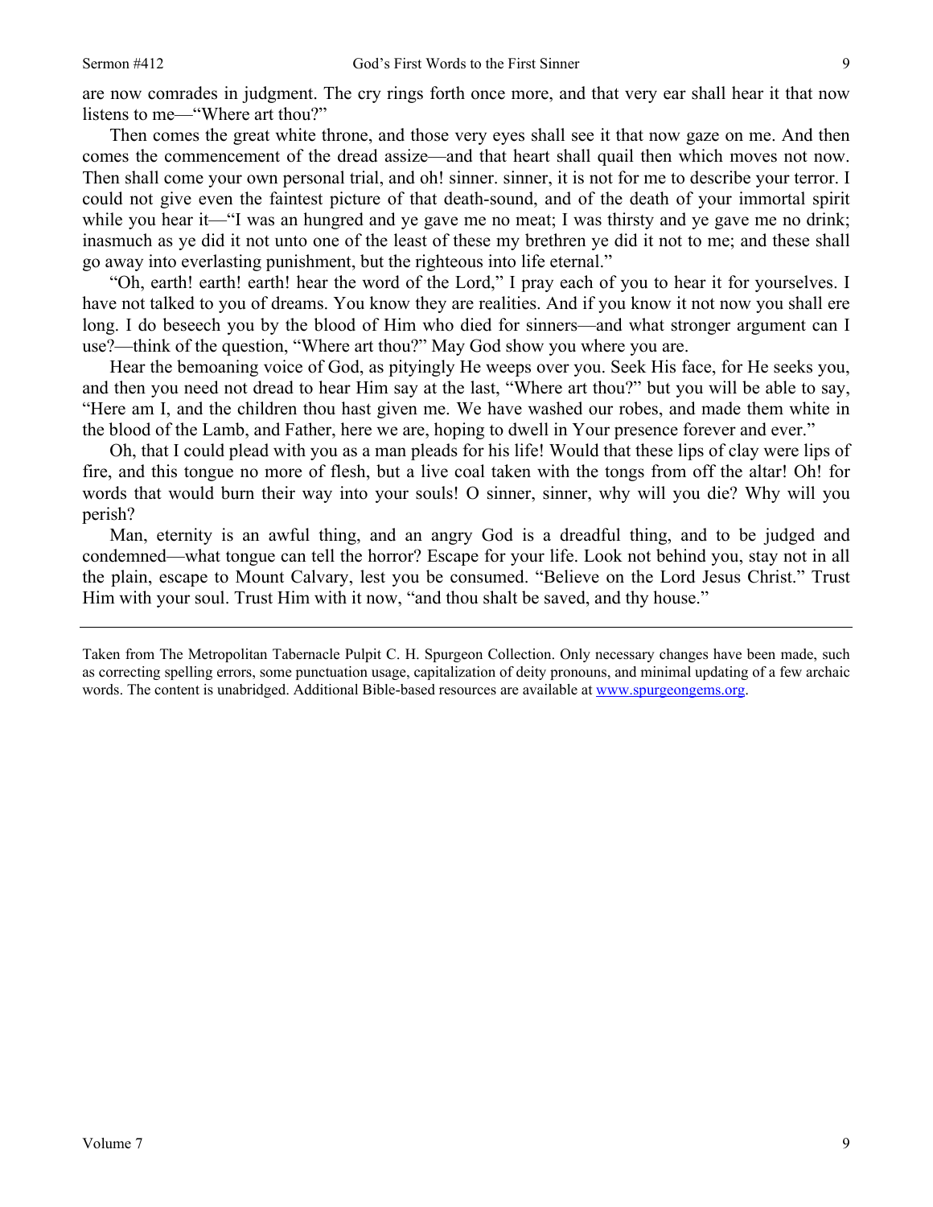are now comrades in judgment. The cry rings forth once more, and that very ear shall hear it that now listens to me—"Where art thou?"

Then comes the great white throne, and those very eyes shall see it that now gaze on me. And then comes the commencement of the dread assize—and that heart shall quail then which moves not now. Then shall come your own personal trial, and oh! sinner. sinner, it is not for me to describe your terror. I could not give even the faintest picture of that death-sound, and of the death of your immortal spirit while you hear it—"I was an hungred and ye gave me no meat; I was thirsty and ye gave me no drink; inasmuch as ye did it not unto one of the least of these my brethren ye did it not to me; and these shall go away into everlasting punishment, but the righteous into life eternal."

"Oh, earth! earth! earth! hear the word of the Lord," I pray each of you to hear it for yourselves. I have not talked to you of dreams. You know they are realities. And if you know it not now you shall ere long. I do beseech you by the blood of Him who died for sinners—and what stronger argument can I use?—think of the question, "Where art thou?" May God show you where you are.

Hear the bemoaning voice of God, as pityingly He weeps over you. Seek His face, for He seeks you, and then you need not dread to hear Him say at the last, "Where art thou?" but you will be able to say, "Here am I, and the children thou hast given me. We have washed our robes, and made them white in the blood of the Lamb, and Father, here we are, hoping to dwell in Your presence forever and ever."

Oh, that I could plead with you as a man pleads for his life! Would that these lips of clay were lips of fire, and this tongue no more of flesh, but a live coal taken with the tongs from off the altar! Oh! for words that would burn their way into your souls! O sinner, sinner, why will you die? Why will you perish?

Man, eternity is an awful thing, and an angry God is a dreadful thing, and to be judged and condemned—what tongue can tell the horror? Escape for your life. Look not behind you, stay not in all the plain, escape to Mount Calvary, lest you be consumed. "Believe on the Lord Jesus Christ." Trust Him with your soul. Trust Him with it now, "and thou shalt be saved, and thy house."

---

Taken from The Metropolitan Tabernacle Pulpit C. H. Spurgeon Collection. Only necessary changes have been made, such as correcting spelling errors, some punctuation usage, capitalization of deity pronouns, and minimal updating of a few archaic words. The content is unabridged. Additional Bible-based resources are available at www.spurgeongems.org.